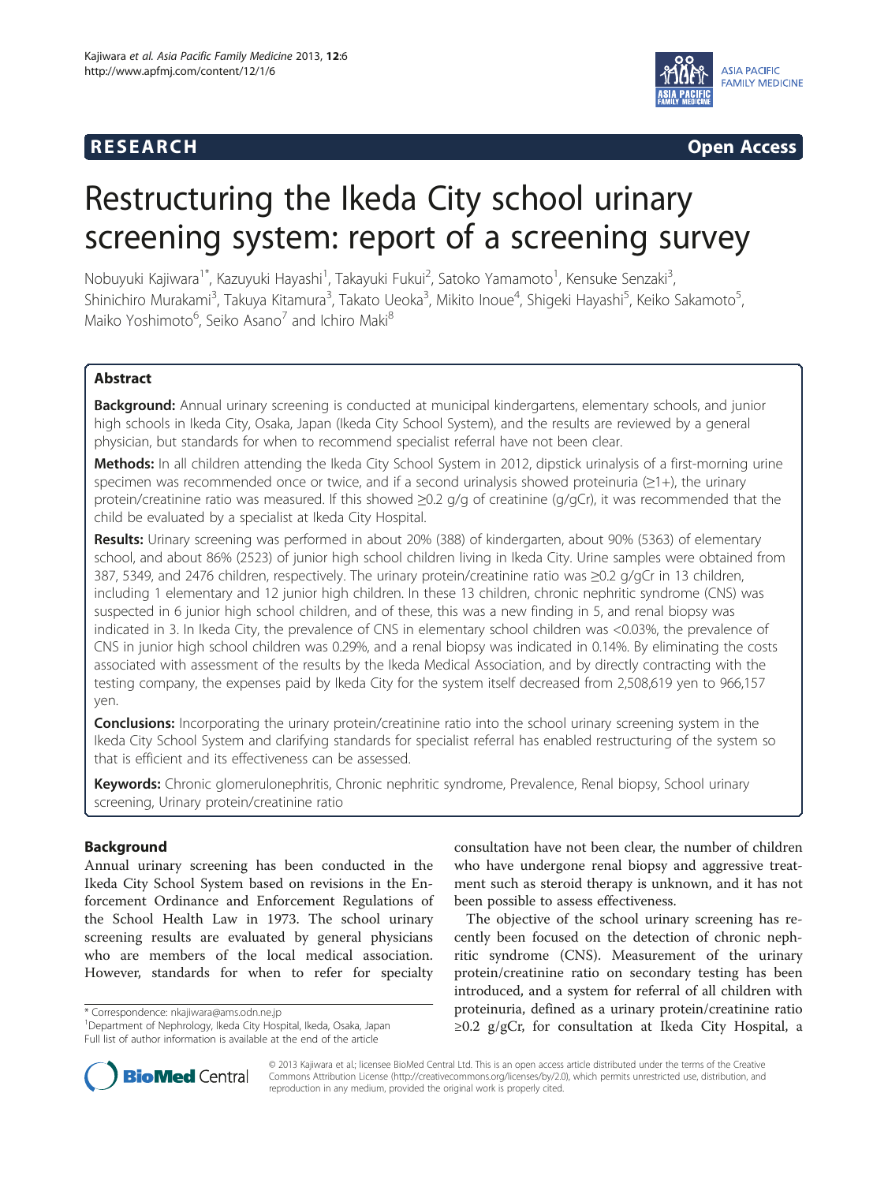RESEARCH Open Access

# Restructuring the Ikeda City school urinary screening system: report of a screening survey

Nobuyuki Kajiwara[1*], Kazuyuki Hayashi[1], Takayuki Fukui[2], Satoko Yamamoto[1], Kensuke Senzaki[3], Shinichiro Murakami[3], Takuya Kitamura[3], Takato Ueoka[3], Mikito Inoue[4], Shigeki Hayashi[5], Keiko Sakamoto[5], Maiko Yoshimoto[6], Seiko Asano[7] and Ichiro Maki[8]

## Abstract

**Background:** Annual urinary screening is conducted at municipal kindergartens, elementary schools, and junior high schools in Ikeda City, Osaka, Japan (Ikeda City School System), and the results are reviewed by a general physician, but standards for when to recommend specialist referral have not been clear.

**Methods:** In all children attending the Ikeda City School System in 2012, dipstick urinalysis of a first-morning urine specimen was recommended once or twice, and if a second urinalysis showed proteinuria (≥1+), the urinary protein/creatinine ratio was measured. If this showed ≥0.2 g/g of creatinine (g/gCr), it was recommended that the child be evaluated by a specialist at Ikeda City Hospital.

**Results:** Urinary screening was performed in about 20% (388) of kindergarten, about 90% (5363) of elementary school, and about 86% (2523) of junior high school children living in Ikeda City. Urine samples were obtained from 387, 5349, and 2476 children, respectively. The urinary protein/creatinine ratio was ≥0.2 g/gCr in 13 children, including 1 elementary and 12 junior high children. In these 13 children, chronic nephritic syndrome (CNS) was suspected in 6 junior high school children, and of these, this was a new finding in 5, and renal biopsy was indicated in 3. In Ikeda City, the prevalence of CNS in elementary school children was <0.03%, the prevalence of CNS in junior high school children was 0.29%, and a renal biopsy was indicated in 0.14%. By eliminating the costs associated with assessment of the results by the Ikeda Medical Association, and by directly contracting with the testing company, the expenses paid by Ikeda City for the system itself decreased from 2,508,619 yen to 966,157 yen.

**Conclusions:** Incorporating the urinary protein/creatinine ratio into the school urinary screening system in the Ikeda City School System and clarifying standards for specialist referral has enabled restructuring of the system so that is efficient and its effectiveness can be assessed.

**Keywords:** Chronic glomerulonephritis, Chronic nephritic syndrome, Prevalence, Renal biopsy, School urinary screening, Urinary protein/creatinine ratio

## Background

Annual urinary screening has been conducted in the Ikeda City School System based on revisions in the Enforcement Ordinance and Enforcement Regulations of the School Health Law in 1973. The school urinary screening results are evaluated by general physicians who are members of the local medical association. However, standards for when to refer for specialty consultation have not been clear, the number of children who have undergone renal biopsy and aggressive treatment such as steroid therapy is unknown, and it has not been possible to assess effectiveness.

The objective of the school urinary screening has recently been focused on the detection of chronic nephritic syndrome (CNS). Measurement of the urinary protein/creatinine ratio on secondary testing has been introduced, and a system for referral of all children with proteinuria, defined as a urinary protein/creatinine ratio ≥0.2 g/gCr, for consultation at Ikeda City Hospital, a

\* Correspondence: nkajiwara@ams.odn.ne.jp
[1]Department of Nephrology, Ikeda City Hospital, Ikeda, Osaka, Japan
Full list of author information is available at the end of the article

© 2013 Kajiwara et al.; licensee BioMed Central Ltd. This is an open access article distributed under the terms of the Creative Commons Attribution License (http://creativecommons.org/licenses/by/2.0), which permits unrestricted use, distribution, and reproduction in any medium, provided the original work is properly cited.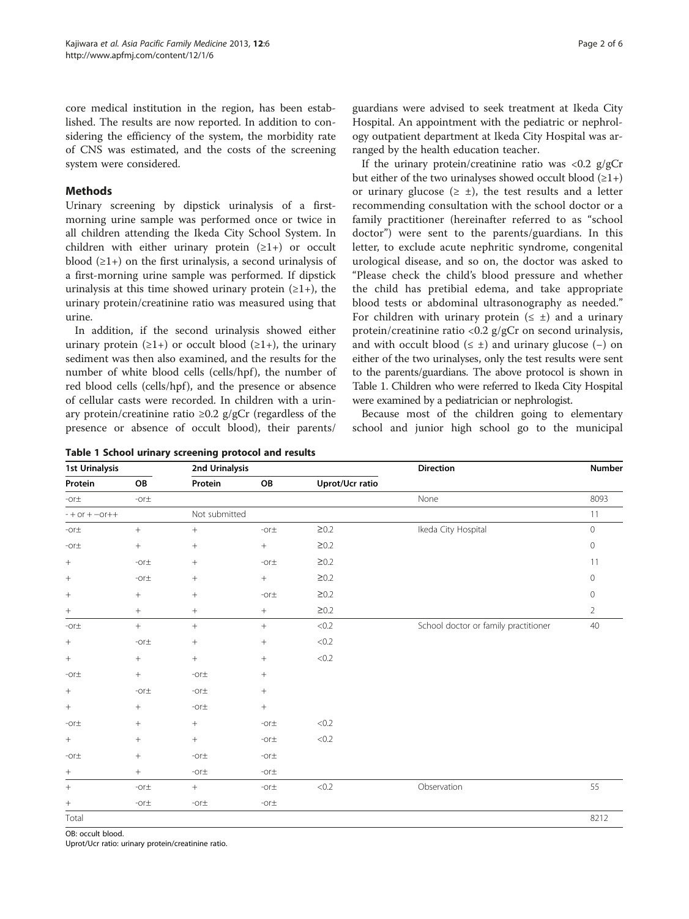core medical institution in the region, has been established. The results are now reported. In addition to considering the efficiency of the system, the morbidity rate of CNS was estimated, and the costs of the screening system were considered.

## Methods

Urinary screening by dipstick urinalysis of a first-morning urine sample was performed once or twice in all children attending the Ikeda City School System. In children with either urinary protein (≥1+) or occult blood (≥1+) on the first urinalysis, a second urinalysis of a first-morning urine sample was performed. If dipstick urinalysis at this time showed urinary protein (≥1+), the urinary protein/creatinine ratio was measured using that urine.

In addition, if the second urinalysis showed either urinary protein (≥1+) or occult blood (≥1+), the urinary sediment was then also examined, and the results for the number of white blood cells (cells/hpf), the number of red blood cells (cells/hpf), and the presence or absence of cellular casts were recorded. In children with a urinary protein/creatinine ratio ≥0.2 g/gCr (regardless of the presence or absence of occult blood), their parents/guardians were advised to seek treatment at Ikeda City Hospital. An appointment with the pediatric or nephrology outpatient department at Ikeda City Hospital was arranged by the health education teacher.

If the urinary protein/creatinine ratio was <0.2 g/gCr but either of the two urinalyses showed occult blood (≥1+) or urinary glucose (≥ ±), the test results and a letter recommending consultation with the school doctor or a family practitioner (hereinafter referred to as "school doctor") were sent to the parents/guardians. In this letter, to exclude acute nephritic syndrome, congenital urological disease, and so on, the doctor was asked to "Please check the child's blood pressure and whether the child has pretibial edema, and take appropriate blood tests or abdominal ultrasonography as needed." For children with urinary protein (≤ ±) and a urinary protein/creatinine ratio <0.2 g/gCr on second urinalysis, and with occult blood (≤ ±) and urinary glucose (−) on either of the two urinalyses, only the test results were sent to the parents/guardians. The above protocol is shown in Table 1. Children who were referred to Ikeda City Hospital were examined by a pediatrician or nephrologist.

Because most of the children going to elementary school and junior high school go to the municipal

**Table 1 School urinary screening protocol and results**

| 1st Urinalysis | | 2nd Urinalysis | | | Direction | Number |
|---|---|---|---|---|---|---|
| Protein | OB | Protein | OB | Uprot/Ucr ratio | | |
| -or± | -or± | | | | None | 8093 |
| - + or + −or++ | | Not submitted | | | | 11 |
| -or± | + | + | -or± | ≥0.2 | Ikeda City Hospital | 0 |
| -or± | + | + | + | ≥0.2 | | 0 |
| + | -or± | + | -or± | ≥0.2 | | 11 |
| + | -or± | + | + | ≥0.2 | | 0 |
| + | + | + | -or± | ≥0.2 | | 0 |
| + | + | + | + | ≥0.2 | | 2 |
| -or± | + | + | + | <0.2 | School doctor or family practitioner | 40 |
| + | -or± | + | + | <0.2 | | |
| + | + | + | + | <0.2 | | |
| -or± | + | -or± | + | | | |
| + | -or± | -or± | + | | | |
| + | + | -or± | + | | | |
| -or± | + | + | -or± | <0.2 | | |
| + | + | + | -or± | <0.2 | | |
| -or± | + | -or± | -or± | | | |
| + | + | -or± | -or± | | | |
| + | -or± | + | -or± | <0.2 | Observation | 55 |
| + | -or± | -or± | -or± | | | |
| Total | | | | | | 8212 |

OB: occult blood.
Uprot/Ucr ratio: urinary protein/creatinine ratio.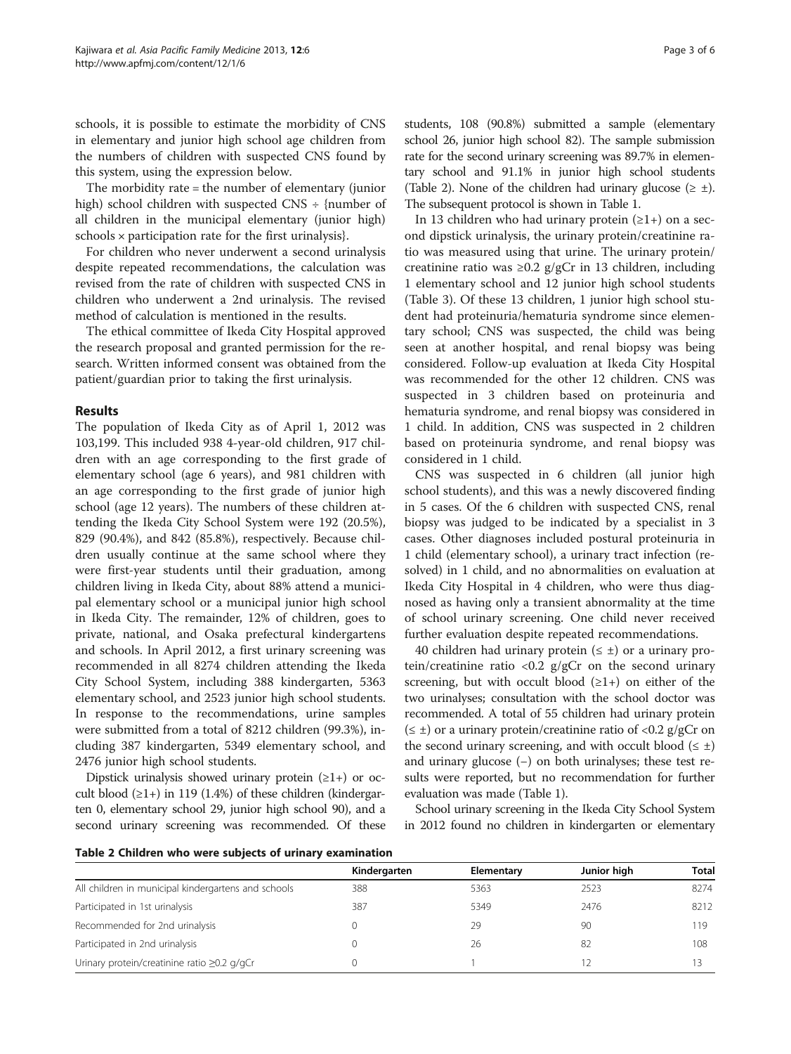schools, it is possible to estimate the morbidity of CNS in elementary and junior high school age children from the numbers of children with suspected CNS found by this system, using the expression below.

The morbidity rate = the number of elementary (junior high) school children with suspected CNS ÷ {number of all children in the municipal elementary (junior high) schools × participation rate for the first urinalysis}.

For children who never underwent a second urinalysis despite repeated recommendations, the calculation was revised from the rate of children with suspected CNS in children who underwent a 2nd urinalysis. The revised method of calculation is mentioned in the results.

The ethical committee of Ikeda City Hospital approved the research proposal and granted permission for the research. Written informed consent was obtained from the patient/guardian prior to taking the first urinalysis.

## Results

The population of Ikeda City as of April 1, 2012 was 103,199. This included 938 4-year-old children, 917 children with an age corresponding to the first grade of elementary school (age 6 years), and 981 children with an age corresponding to the first grade of junior high school (age 12 years). The numbers of these children attending the Ikeda City School System were 192 (20.5%), 829 (90.4%), and 842 (85.8%), respectively. Because children usually continue at the same school where they were first-year students until their graduation, among children living in Ikeda City, about 88% attend a municipal elementary school or a municipal junior high school in Ikeda City. The remainder, 12% of children, goes to private, national, and Osaka prefectural kindergartens and schools. In April 2012, a first urinary screening was recommended in all 8274 children attending the Ikeda City School System, including 388 kindergarten, 5363 elementary school, and 2523 junior high school students. In response to the recommendations, urine samples were submitted from a total of 8212 children (99.3%), including 387 kindergarten, 5349 elementary school, and 2476 junior high school students.

Dipstick urinalysis showed urinary protein (≥1+) or occult blood (≥1+) in 119 (1.4%) of these children (kindergarten 0, elementary school 29, junior high school 90), and a second urinary screening was recommended. Of these students, 108 (90.8%) submitted a sample (elementary school 26, junior high school 82). The sample submission rate for the second urinary screening was 89.7% in elementary school and 91.1% in junior high school students (Table 2). None of the children had urinary glucose (≥ ±). The subsequent protocol is shown in Table 1.

In 13 children who had urinary protein (≥1+) on a second dipstick urinalysis, the urinary protein/creatinine ratio was measured using that urine. The urinary protein/creatinine ratio was ≥0.2 g/gCr in 13 children, including 1 elementary school and 12 junior high school students (Table 3). Of these 13 children, 1 junior high school student had proteinuria/hematuria syndrome since elementary school; CNS was suspected, the child was being seen at another hospital, and renal biopsy was being considered. Follow-up evaluation at Ikeda City Hospital was recommended for the other 12 children. CNS was suspected in 3 children based on proteinuria and hematuria syndrome, and renal biopsy was considered in 1 child. In addition, CNS was suspected in 2 children based on proteinuria syndrome, and renal biopsy was considered in 1 child.

CNS was suspected in 6 children (all junior high school students), and this was a newly discovered finding in 5 cases. Of the 6 children with suspected CNS, renal biopsy was judged to be indicated by a specialist in 3 cases. Other diagnoses included postural proteinuria in 1 child (elementary school), a urinary tract infection (resolved) in 1 child, and no abnormalities on evaluation at Ikeda City Hospital in 4 children, who were thus diagnosed as having only a transient abnormality at the time of school urinary screening. One child never received further evaluation despite repeated recommendations.

40 children had urinary protein (≤ ±) or a urinary protein/creatinine ratio <0.2 g/gCr on the second urinary screening, but with occult blood (≥1+) on either of the two urinalyses; consultation with the school doctor was recommended. A total of 55 children had urinary protein (≤ ±) or a urinary protein/creatinine ratio of <0.2 g/gCr on the second urinary screening, and with occult blood (≤ ±) and urinary glucose (−) on both urinalyses; these test results were reported, but no recommendation for further evaluation was made (Table 1).

School urinary screening in the Ikeda City School System in 2012 found no children in kindergarten or elementary

**Table 2 Children who were subjects of urinary examination**

| | Kindergarten | Elementary | Junior high | Total |
|---|---|---|---|---|
| All children in municipal kindergartens and schools | 388 | 5363 | 2523 | 8274 |
| Participated in 1st urinalysis | 387 | 5349 | 2476 | 8212 |
| Recommended for 2nd urinalysis | 0 | 29 | 90 | 119 |
| Participated in 2nd urinalysis | 0 | 26 | 82 | 108 |
| Urinary protein/creatinine ratio ≥0.2 g/gCr | 0 | 1 | 12 | 13 |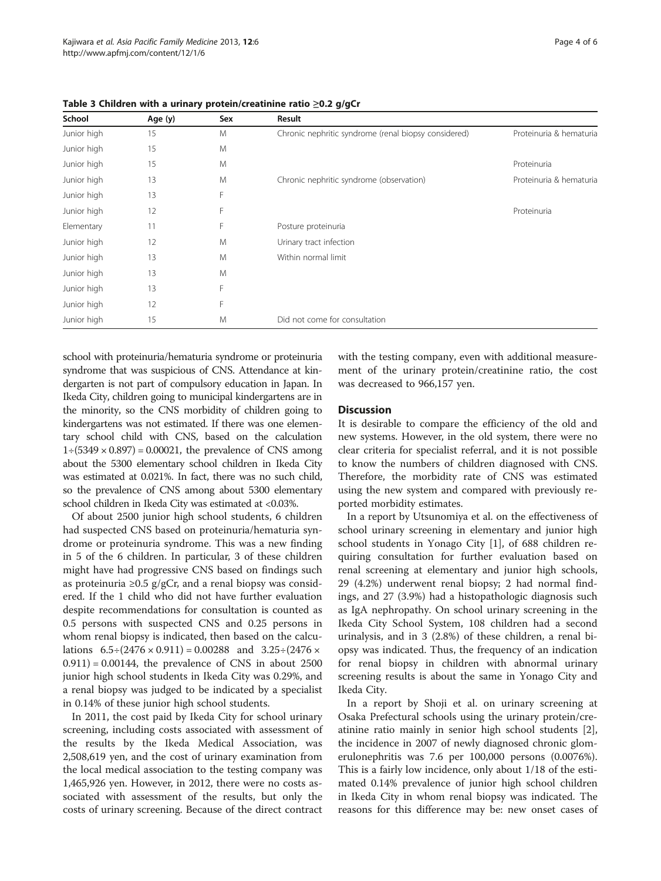**Table 3 Children with a urinary protein/creatinine ratio ≥0.2 g/gCr**

| School | Age (y) | Sex | Result | |
|---|---|---|---|---|
| Junior high | 15 | M | Chronic nephritic syndrome (renal biopsy considered) | Proteinuria & hematuria |
| Junior high | 15 | M | | |
| Junior high | 15 | M | | Proteinuria |
| Junior high | 13 | M | Chronic nephritic syndrome (observation) | Proteinuria & hematuria |
| Junior high | 13 | F | | |
| Junior high | 12 | F | | Proteinuria |
| Elementary | 11 | F | Posture proteinuria | |
| Junior high | 12 | M | Urinary tract infection | |
| Junior high | 13 | M | Within normal limit | |
| Junior high | 13 | M | | |
| Junior high | 13 | F | | |
| Junior high | 12 | F | | |
| Junior high | 15 | M | Did not come for consultation | |

school with proteinuria/hematuria syndrome or proteinuria syndrome that was suspicious of CNS. Attendance at kindergarten is not part of compulsory education in Japan. In Ikeda City, children going to municipal kindergartens are in the minority, so the CNS morbidity of children going to kindergartens was not estimated. If there was one elementary school child with CNS, based on the calculation $1 \div (5349 \times 0.897) = 0.00021$, the prevalence of CNS among about the 5300 elementary school children in Ikeda City was estimated at 0.021%. In fact, there was no such child, so the prevalence of CNS among about 5300 elementary school children in Ikeda City was estimated at <0.03%.

Of about 2500 junior high school students, 6 children had suspected CNS based on proteinuria/hematuria syndrome or proteinuria syndrome. This was a new finding in 5 of the 6 children. In particular, 3 of these children might have had progressive CNS based on findings such as proteinuria ≥0.5 g/gCr, and a renal biopsy was considered. If the 1 child who did not have further evaluation despite recommendations for consultation is counted as 0.5 persons with suspected CNS and 0.25 persons in whom renal biopsy is indicated, then based on the calculations $6.5 \div (2476 \times 0.911) = 0.00288$ and $3.25 \div (2476 \times 0.911) = 0.00144$, the prevalence of CNS in about 2500 junior high school students in Ikeda City was 0.29%, and a renal biopsy was judged to be indicated by a specialist in 0.14% of these junior high school students.

In 2011, the cost paid by Ikeda City for school urinary screening, including costs associated with assessment of the results by the Ikeda Medical Association, was 2,508,619 yen, and the cost of urinary examination from the local medical association to the testing company was 1,465,926 yen. However, in 2012, there were no costs associated with assessment of the results, but only the costs of urinary screening. Because of the direct contract with the testing company, even with additional measurement of the urinary protein/creatinine ratio, the cost was decreased to 966,157 yen.

## Discussion

It is desirable to compare the efficiency of the old and new systems. However, in the old system, there were no clear criteria for specialist referral, and it is not possible to know the numbers of children diagnosed with CNS. Therefore, the morbidity rate of CNS was estimated using the new system and compared with previously reported morbidity estimates.

In a report by Utsunomiya et al. on the effectiveness of school urinary screening in elementary and junior high school students in Yonago City [1], of 688 children requiring consultation for further evaluation based on renal screening at elementary and junior high schools, 29 (4.2%) underwent renal biopsy; 2 had normal findings, and 27 (3.9%) had a histopathologic diagnosis such as IgA nephropathy. On school urinary screening in the Ikeda City School System, 108 children had a second urinalysis, and in 3 (2.8%) of these children, a renal biopsy was indicated. Thus, the frequency of an indication for renal biopsy in children with abnormal urinary screening results is about the same in Yonago City and Ikeda City.

In a report by Shoji et al. on urinary screening at Osaka Prefectural schools using the urinary protein/creatinine ratio mainly in senior high school students [2], the incidence in 2007 of newly diagnosed chronic glomerulonephritis was 7.6 per 100,000 persons (0.0076%). This is a fairly low incidence, only about 1/18 of the estimated 0.14% prevalence of junior high school children in Ikeda City in whom renal biopsy was indicated. The reasons for this difference may be: new onset cases of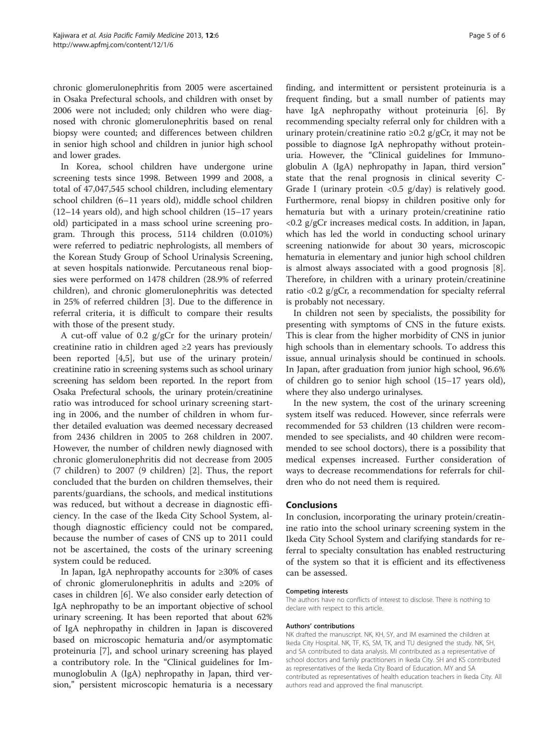chronic glomerulonephritis from 2005 were ascertained in Osaka Prefectural schools, and children with onset by 2006 were not included; only children who were diagnosed with chronic glomerulonephritis based on renal biopsy were counted; and differences between children in senior high school and children in junior high school and lower grades.

In Korea, school children have undergone urine screening tests since 1998. Between 1999 and 2008, a total of 47,047,545 school children, including elementary school children (6–11 years old), middle school children (12–14 years old), and high school children (15–17 years old) participated in a mass school urine screening program. Through this process, 5114 children (0.010%) were referred to pediatric nephrologists, all members of the Korean Study Group of School Urinalysis Screening, at seven hospitals nationwide. Percutaneous renal biopsies were performed on 1478 children (28.9% of referred children), and chronic glomerulonephritis was detected in 25% of referred children [3]. Due to the difference in referral criteria, it is difficult to compare their results with those of the present study.

A cut-off value of 0.2 g/gCr for the urinary protein/creatinine ratio in children aged ≥2 years has previously been reported [4,5], but use of the urinary protein/creatinine ratio in screening systems such as school urinary screening has seldom been reported. In the report from Osaka Prefectural schools, the urinary protein/creatinine ratio was introduced for school urinary screening starting in 2006, and the number of children in whom further detailed evaluation was deemed necessary decreased from 2436 children in 2005 to 268 children in 2007. However, the number of children newly diagnosed with chronic glomerulonephritis did not decrease from 2005 (7 children) to 2007 (9 children) [2]. Thus, the report concluded that the burden on children themselves, their parents/guardians, the schools, and medical institutions was reduced, but without a decrease in diagnostic efficiency. In the case of the Ikeda City School System, although diagnostic efficiency could not be compared, because the number of cases of CNS up to 2011 could not be ascertained, the costs of the urinary screening system could be reduced.

In Japan, IgA nephropathy accounts for ≥30% of cases of chronic glomerulonephritis in adults and ≥20% of cases in children [6]. We also consider early detection of IgA nephropathy to be an important objective of school urinary screening. It has been reported that about 62% of IgA nephropathy in children in Japan is discovered based on microscopic hematuria and/or asymptomatic proteinuria [7], and school urinary screening has played a contributory role. In the "Clinical guidelines for Immunoglobulin A (IgA) nephropathy in Japan, third version," persistent microscopic hematuria is a necessary finding, and intermittent or persistent proteinuria is a frequent finding, but a small number of patients may have IgA nephropathy without proteinuria [6]. By recommending specialty referral only for children with a urinary protein/creatinine ratio ≥0.2 g/gCr, it may not be possible to diagnose IgA nephropathy without proteinuria. However, the "Clinical guidelines for Immunoglobulin A (IgA) nephropathy in Japan, third version" state that the renal prognosis in clinical severity C-Grade I (urinary protein <0.5 g/day) is relatively good. Furthermore, renal biopsy in children positive only for hematuria but with a urinary protein/creatinine ratio <0.2 g/gCr increases medical costs. In addition, in Japan, which has led the world in conducting school urinary screening nationwide for about 30 years, microscopic hematuria in elementary and junior high school children is almost always associated with a good prognosis [8]. Therefore, in children with a urinary protein/creatinine ratio <0.2 g/gCr, a recommendation for specialty referral is probably not necessary.

In children not seen by specialists, the possibility for presenting with symptoms of CNS in the future exists. This is clear from the higher morbidity of CNS in junior high schools than in elementary schools. To address this issue, annual urinalysis should be continued in schools. In Japan, after graduation from junior high school, 96.6% of children go to senior high school (15–17 years old), where they also undergo urinalyses.

In the new system, the cost of the urinary screening system itself was reduced. However, since referrals were recommended for 53 children (13 children were recommended to see specialists, and 40 children were recommended to see school doctors), there is a possibility that medical expenses increased. Further consideration of ways to decrease recommendations for referrals for children who do not need them is required.

## Conclusions

In conclusion, incorporating the urinary protein/creatinine ratio into the school urinary screening system in the Ikeda City School System and clarifying standards for referral to specialty consultation has enabled restructuring of the system so that it is efficient and its effectiveness can be assessed.

#### Competing interests

The authors have no conflicts of interest to disclose. There is nothing to declare with respect to this article.

#### Authors' contributions

NK drafted the manuscript. NK, KH, SY, and IM examined the children at Ikeda City Hospital. NK, TF, KS, SM, TK, and TU designed the study. NK, SH, and SA contributed to data analysis. MI contributed as a representative of school doctors and family practitioners in Ikeda City. SH and KS contributed as representatives of the Ikeda City Board of Education. MY and SA contributed as representatives of health education teachers in Ikeda City. All authors read and approved the final manuscript.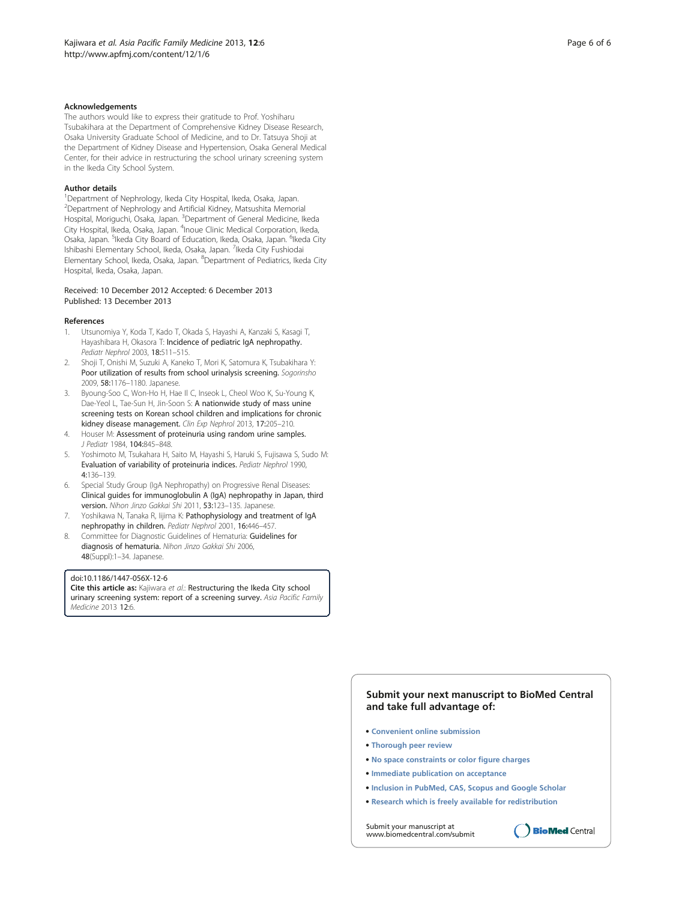### Acknowledgements

The authors would like to express their gratitude to Prof. Yoshiharu Tsubakihara at the Department of Comprehensive Kidney Disease Research, Osaka University Graduate School of Medicine, and to Dr. Tatsuya Shoji at the Department of Kidney Disease and Hypertension, Osaka General Medical Center, for their advice in restructuring the school urinary screening system in the Ikeda City School System.

### Author details

[1]Department of Nephrology, Ikeda City Hospital, Ikeda, Osaka, Japan. [2]Department of Nephrology and Artificial Kidney, Matsushita Memorial Hospital, Moriguchi, Osaka, Japan. [3]Department of General Medicine, Ikeda City Hospital, Ikeda, Osaka, Japan. [4]Inoue Clinic Medical Corporation, Ikeda, Osaka, Japan. [5]Ikeda City Board of Education, Ikeda, Osaka, Japan. [6]Ikeda City Ishibashi Elementary School, Ikeda, Osaka, Japan. [7]Ikeda City Fushiodai Elementary School, Ikeda, Osaka, Japan. [8]Department of Pediatrics, Ikeda City Hospital, Ikeda, Osaka, Japan.

Received: 10 December 2012 Accepted: 6 December 2013
Published: 13 December 2013

### References

1. Utsunomiya Y, Koda T, Kado T, Okada S, Hayashi A, Kanzaki S, Kasagi T, Hayashibara H, Okasora T: **Incidence of pediatric IgA nephropathy.** *Pediatr Nephrol* 2003, **18**:511–515.
2. Shoji T, Onishi M, Suzuki A, Kaneko T, Mori K, Satomura K, Tsubakihara Y: **Poor utilization of results from school urinalysis screening.** *Sogorinsho* 2009, **58**:1176–1180. Japanese.
3. Byoung-Soo C, Won-Ho H, Hae Il C, Inseok L, Cheol Woo K, Su-Young K, Dae-Yeol L, Tae-Sun H, Jin-Soon S: **A nationwide study of mass unine screening tests on Korean school children and implications for chronic kidney disease management.** *Clin Exp Nephrol* 2013, **17**:205–210.
4. Houser M: **Assessment of proteinuria using random urine samples.** *J Pediatr* 1984, **104**:845–848.
5. Yoshimoto M, Tsukahara H, Saito M, Hayashi S, Haruki S, Fujisawa S, Sudo M: **Evaluation of variability of proteinuria indices.** *Pediatr Nephrol* 1990, **4**:136–139.
6. Special Study Group (IgA Nephropathy) on Progressive Renal Diseases: **Clinical guides for immunoglobulin A (IgA) nephropathy in Japan, third version.** *Nihon Jinzo Gakkai Shi* 2011, **53**:123–135. Japanese.
7. Yoshikawa N, Tanaka R, Iijima K: **Pathophysiology and treatment of IgA nephropathy in children.** *Pediatr Nephrol* 2001, **16**:446–457.
8. Committee for Diagnostic Guidelines of Hematuria: **Guidelines for diagnosis of hematuria.** *Nihon Jinzo Gakkai Shi* 2006, **48**(Suppl):1–34. Japanese.

doi:10.1186/1447-056X-12-6
**Cite this article as:** Kajiwara *et al.*: Restructuring the Ikeda City school urinary screening system: report of a screening survey. *Asia Pacific Family Medicine* 2013 **12**:6.

**Submit your next manuscript to BioMed Central and take full advantage of:**

- Convenient online submission
- Thorough peer review
- No space constraints or color figure charges
- Immediate publication on acceptance
- Inclusion in PubMed, CAS, Scopus and Google Scholar
- Research which is freely available for redistribution

Submit your manuscript at
www.biomedcentral.com/submit

BioMed Central